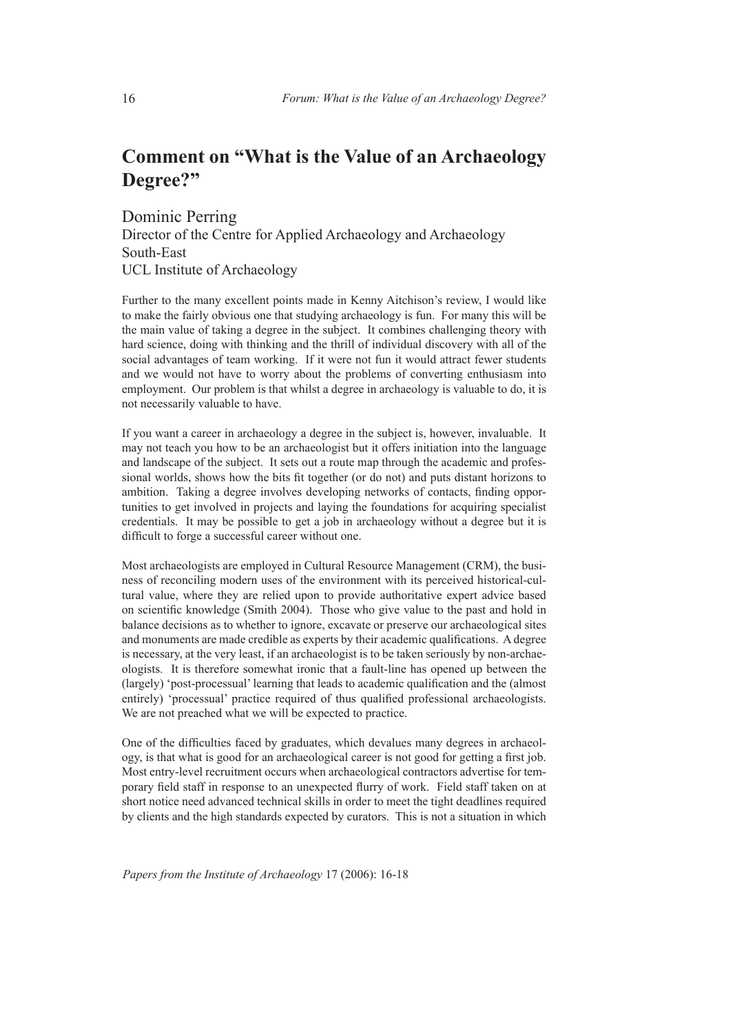# Comment on "What is the Value of an Archaeology Degree?"

Dominic Perring
Director of the Centre for Applied Archaeology and Archaeology South-East
UCL Institute of Archaeology

Further to the many excellent points made in Kenny Aitchison's review, I would like to make the fairly obvious one that studying archaeology is fun. For many this will be the main value of taking a degree in the subject. It combines challenging theory with hard science, doing with thinking and the thrill of individual discovery with all of the social advantages of team working. If it were not fun it would attract fewer students and we would not have to worry about the problems of converting enthusiasm into employment. Our problem is that whilst a degree in archaeology is valuable to do, it is not necessarily valuable to have.

If you want a career in archaeology a degree in the subject is, however, invaluable. It may not teach you how to be an archaeologist but it offers initiation into the language and landscape of the subject. It sets out a route map through the academic and professional worlds, shows how the bits fit together (or do not) and puts distant horizons to ambition. Taking a degree involves developing networks of contacts, finding opportunities to get involved in projects and laying the foundations for acquiring specialist credentials. It may be possible to get a job in archaeology without a degree but it is difficult to forge a successful career without one.

Most archaeologists are employed in Cultural Resource Management (CRM), the business of reconciling modern uses of the environment with its perceived historical-cultural value, where they are relied upon to provide authoritative expert advice based on scientific knowledge (Smith 2004). Those who give value to the past and hold in balance decisions as to whether to ignore, excavate or preserve our archaeological sites and monuments are made credible as experts by their academic qualifications. A degree is necessary, at the very least, if an archaeologist is to be taken seriously by non-archaeologists. It is therefore somewhat ironic that a fault-line has opened up between the (largely) 'post-processual' learning that leads to academic qualification and the (almost entirely) 'processual' practice required of thus qualified professional archaeologists. We are not preached what we will be expected to practice.

One of the difficulties faced by graduates, which devalues many degrees in archaeology, is that what is good for an archaeological career is not good for getting a first job. Most entry-level recruitment occurs when archaeological contractors advertise for temporary field staff in response to an unexpected flurry of work. Field staff taken on at short notice need advanced technical skills in order to meet the tight deadlines required by clients and the high standards expected by curators. This is not a situation in which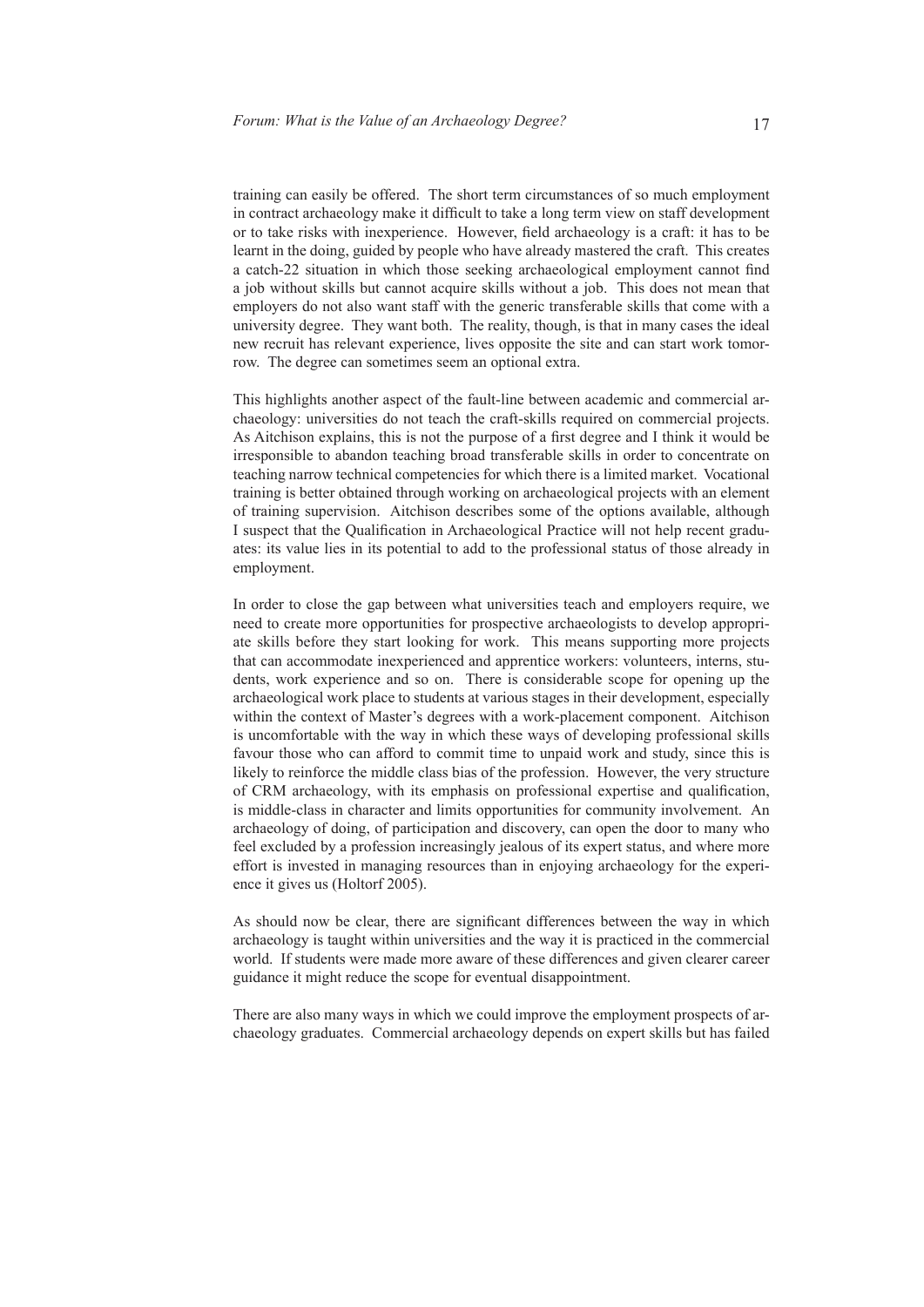training can easily be offered. The short term circumstances of so much employment in contract archaeology make it difficult to take a long term view on staff development or to take risks with inexperience. However, field archaeology is a craft: it has to be learnt in the doing, guided by people who have already mastered the craft. This creates a catch-22 situation in which those seeking archaeological employment cannot find a job without skills but cannot acquire skills without a job. This does not mean that employers do not also want staff with the generic transferable skills that come with a university degree. They want both. The reality, though, is that in many cases the ideal new recruit has relevant experience, lives opposite the site and can start work tomorrow. The degree can sometimes seem an optional extra.

This highlights another aspect of the fault-line between academic and commercial archaeology: universities do not teach the craft-skills required on commercial projects. As Aitchison explains, this is not the purpose of a first degree and I think it would be irresponsible to abandon teaching broad transferable skills in order to concentrate on teaching narrow technical competencies for which there is a limited market. Vocational training is better obtained through working on archaeological projects with an element of training supervision. Aitchison describes some of the options available, although I suspect that the Qualification in Archaeological Practice will not help recent graduates: its value lies in its potential to add to the professional status of those already in employment.

In order to close the gap between what universities teach and employers require, we need to create more opportunities for prospective archaeologists to develop appropriate skills before they start looking for work. This means supporting more projects that can accommodate inexperienced and apprentice workers: volunteers, interns, students, work experience and so on. There is considerable scope for opening up the archaeological work place to students at various stages in their development, especially within the context of Master's degrees with a work-placement component. Aitchison is uncomfortable with the way in which these ways of developing professional skills favour those who can afford to commit time to unpaid work and study, since this is likely to reinforce the middle class bias of the profession. However, the very structure of CRM archaeology, with its emphasis on professional expertise and qualification, is middle-class in character and limits opportunities for community involvement. An archaeology of doing, of participation and discovery, can open the door to many who feel excluded by a profession increasingly jealous of its expert status, and where more effort is invested in managing resources than in enjoying archaeology for the experience it gives us (Holtorf 2005).

As should now be clear, there are significant differences between the way in which archaeology is taught within universities and the way it is practiced in the commercial world. If students were made more aware of these differences and given clearer career guidance it might reduce the scope for eventual disappointment.

There are also many ways in which we could improve the employment prospects of archaeology graduates. Commercial archaeology depends on expert skills but has failed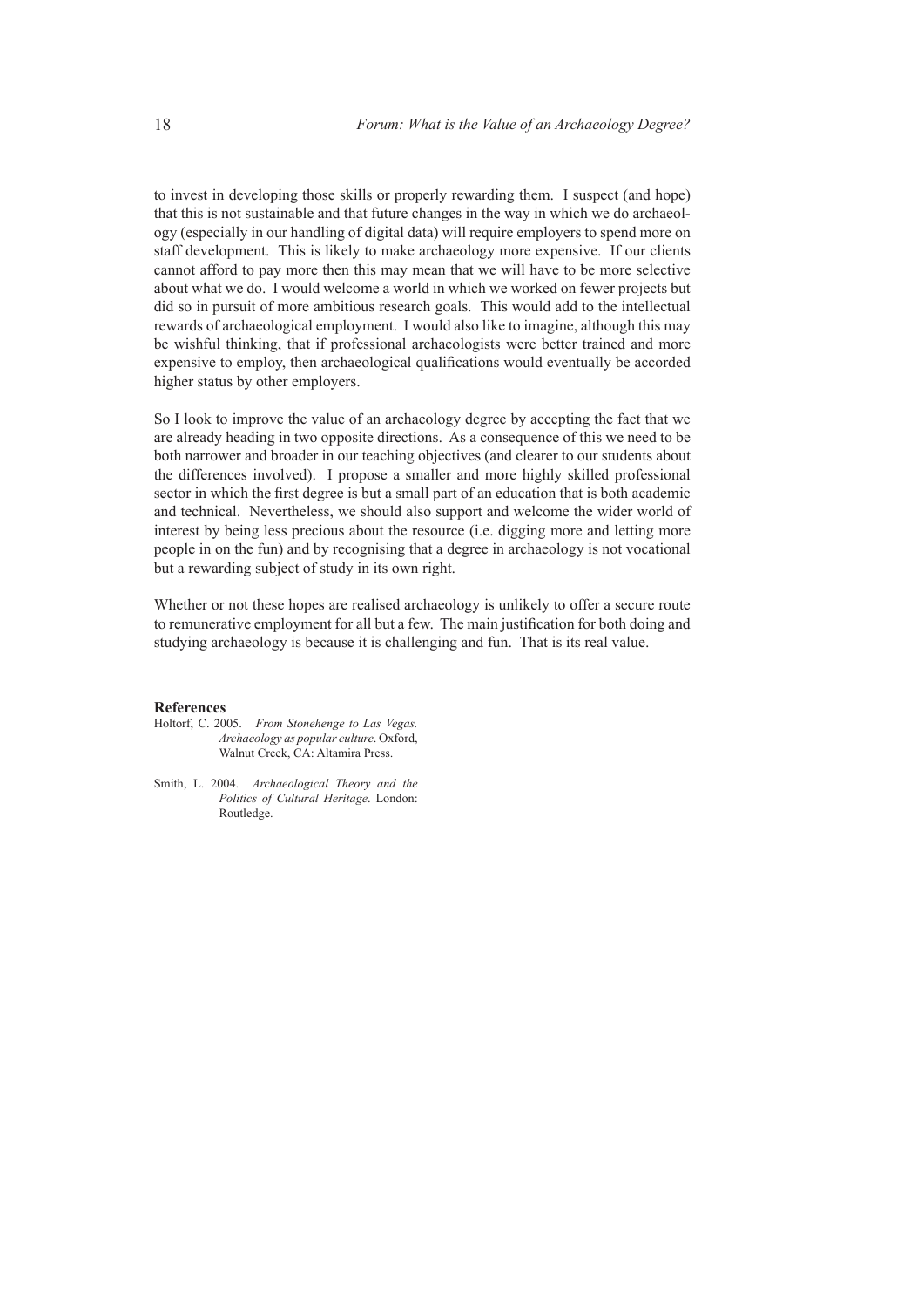to invest in developing those skills or properly rewarding them. I suspect (and hope) that this is not sustainable and that future changes in the way in which we do archaeology (especially in our handling of digital data) will require employers to spend more on staff development. This is likely to make archaeology more expensive. If our clients cannot afford to pay more then this may mean that we will have to be more selective about what we do. I would welcome a world in which we worked on fewer projects but did so in pursuit of more ambitious research goals. This would add to the intellectual rewards of archaeological employment. I would also like to imagine, although this may be wishful thinking, that if professional archaeologists were better trained and more expensive to employ, then archaeological qualifications would eventually be accorded higher status by other employers.

So I look to improve the value of an archaeology degree by accepting the fact that we are already heading in two opposite directions. As a consequence of this we need to be both narrower and broader in our teaching objectives (and clearer to our students about the differences involved). I propose a smaller and more highly skilled professional sector in which the first degree is but a small part of an education that is both academic and technical. Nevertheless, we should also support and welcome the wider world of interest by being less precious about the resource (i.e. digging more and letting more people in on the fun) and by recognising that a degree in archaeology is not vocational but a rewarding subject of study in its own right.

Whether or not these hopes are realised archaeology is unlikely to offer a secure route to remunerative employment for all but a few. The main justification for both doing and studying archaeology is because it is challenging and fun. That is its real value.

**References**

Holtorf, C. 2005. *From Stonehenge to Las Vegas. Archaeology as popular culture*. Oxford, Walnut Creek, CA: Altamira Press.

Smith, L. 2004. *Archaeological Theory and the Politics of Cultural Heritage*. London: Routledge.